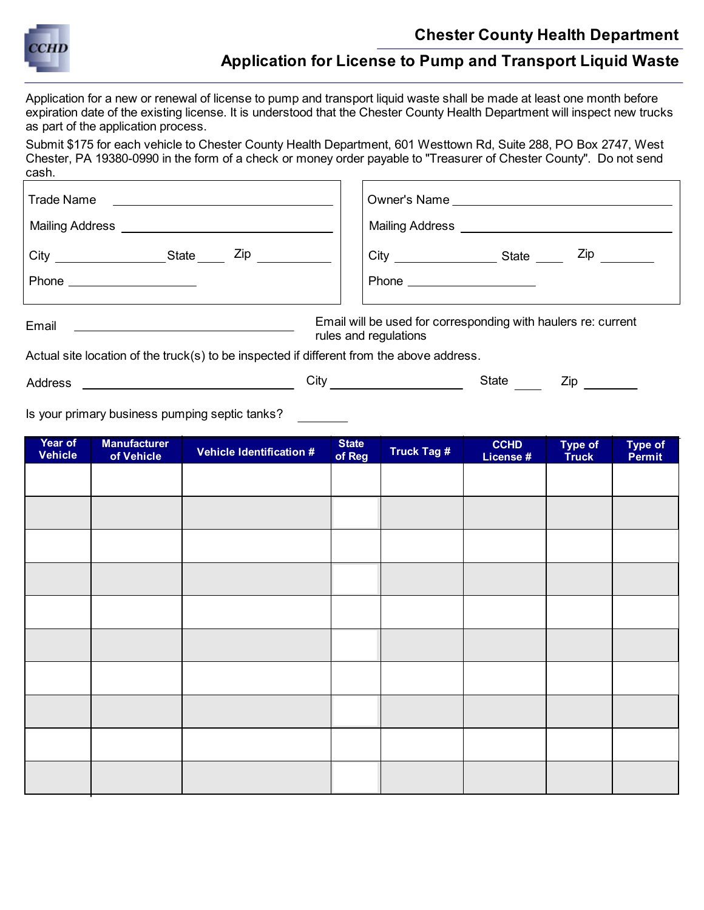# Chester County Health Department

## Application for License to Pump and Transport Liquid Waste

Application for a new or renewal of license to pump and transport liquid waste shall be made at least one month before expiration date of the existing license. It is understood that the Chester County Health Department will inspect new trucks as part of the application process.

Submit $175 for each vehicle to Chester County Health Department, 601 Westtown Rd, Suite 288, PO Box 2747, West Chester, PA 19380-0990 in the form of a check or money order payable to "Treasurer of Chester County". Do not send cash.

Trade Name ______________________

Mailing Address ______________________

City ______________ State ____ Zip __________

Phone ________________

Owner's Name ______________________

Mailing Address ______________________

City ______________ State ____ Zip __________

Phone ________________

Email ______________________ Email will be used for corresponding with haulers re: current rules and regulations

Actual site location of the truck(s) to be inspected if different from the above address.

Address ______________________ City ________________ State ____ Zip ________

Is your primary business pumping septic tanks? ________

| Year of Vehicle | Manufacturer of Vehicle | Vehicle Identification # | State of Reg | Truck Tag # | CCHD License # | Type of Truck | Type of Permit |
|---|---|---|---|---|---|---|---|
| | | | | | | | |
| | | | | | | | |
| | | | | | | | |
| | | | | | | | |
| | | | | | | | |
| | | | | | | | |
| | | | | | | | |
| | | | | | | | |
| | | | | | | | |
| | | | | | | | |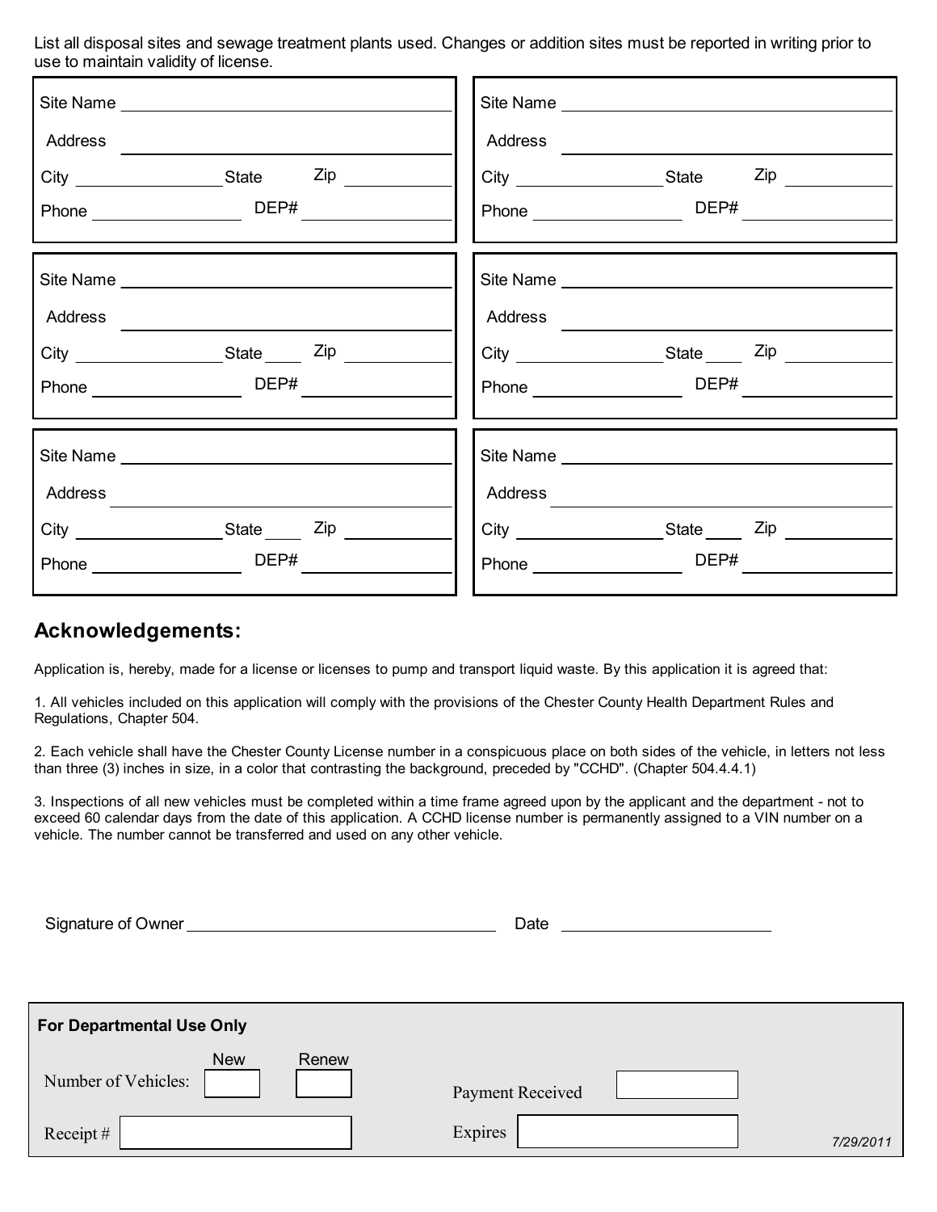List all disposal sites and sewage treatment plants used. Changes or addition sites must be reported in writing prior to use to maintain validity of license.

Site Name ____________________
Address ____________________
City ____________ State ____ Zip ________
Phone ____________ DEP# ____________

Site Name ____________________
Address ____________________
City ____________ State ____ Zip ________
Phone ____________ DEP# ____________

Site Name ____________________
Address ____________________
City ____________ State ____ Zip ________
Phone ____________ DEP# ____________

Site Name ____________________
Address ____________________
City ____________ State ____ Zip ________
Phone ____________ DEP# ____________

Site Name ____________________
Address ____________________
City ____________ State ____ Zip ________
Phone ____________ DEP# ____________

Site Name ____________________
Address ____________________
City ____________ State ____ Zip ________
Phone ____________ DEP# ____________

## Acknowledgements:

Application is, hereby, made for a license or licenses to pump and transport liquid waste. By this application it is agreed that:

1. All vehicles included on this application will comply with the provisions of the Chester County Health Department Rules and Regulations, Chapter 504.

2. Each vehicle shall have the Chester County License number in a conspicuous place on both sides of the vehicle, in letters not less than three (3) inches in size, in a color that contrasting the background, preceded by "CCHD". (Chapter 504.4.4.1)

3. Inspections of all new vehicles must be completed within a time frame agreed upon by the applicant and the department - not to exceed 60 calendar days from the date of this application. A CCHD license number is permanently assigned to a VIN number on a vehicle. The number cannot be transferred and used on any other vehicle.

Signature of Owner ____________________ Date ____________

**For Departmental Use Only**

Number of Vehicles: New ____ Renew ____

Payment Received ____________

Receipt # ____________

Expires ____________

7/29/2011